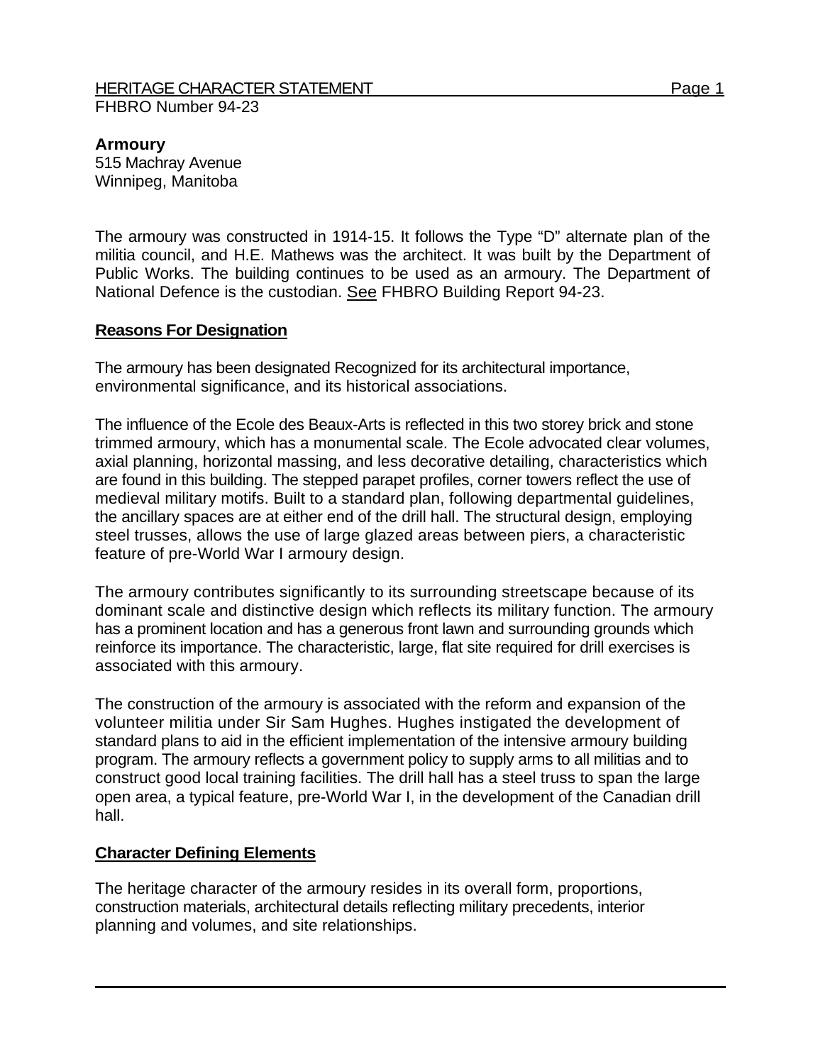HERITAGE CHARACTER STATEMENT

FHBRO Number 94-23

**Armoury**
515 Machray Avenue
Winnipeg, Manitoba

The armoury was constructed in 1914-15. It follows the Type "D" alternate plan of the militia council, and H.E. Mathews was the architect. It was built by the Department of Public Works. The building continues to be used as an armoury. The Department of National Defence is the custodian. See FHBRO Building Report 94-23.

## Reasons For Designation

The armoury has been designated Recognized for its architectural importance, environmental significance, and its historical associations.

The influence of the Ecole des Beaux-Arts is reflected in this two storey brick and stone trimmed armoury, which has a monumental scale. The Ecole advocated clear volumes, axial planning, horizontal massing, and less decorative detailing, characteristics which are found in this building. The stepped parapet profiles, corner towers reflect the use of medieval military motifs. Built to a standard plan, following departmental guidelines, the ancillary spaces are at either end of the drill hall. The structural design, employing steel trusses, allows the use of large glazed areas between piers, a characteristic feature of pre-World War I armoury design.

The armoury contributes significantly to its surrounding streetscape because of its dominant scale and distinctive design which reflects its military function. The armoury has a prominent location and has a generous front lawn and surrounding grounds which reinforce its importance. The characteristic, large, flat site required for drill exercises is associated with this armoury.

The construction of the armoury is associated with the reform and expansion of the volunteer militia under Sir Sam Hughes. Hughes instigated the development of standard plans to aid in the efficient implementation of the intensive armoury building program. The armoury reflects a government policy to supply arms to all militias and to construct good local training facilities. The drill hall has a steel truss to span the large open area, a typical feature, pre-World War I, in the development of the Canadian drill hall.

## Character Defining Elements

The heritage character of the armoury resides in its overall form, proportions, construction materials, architectural details reflecting military precedents, interior planning and volumes, and site relationships.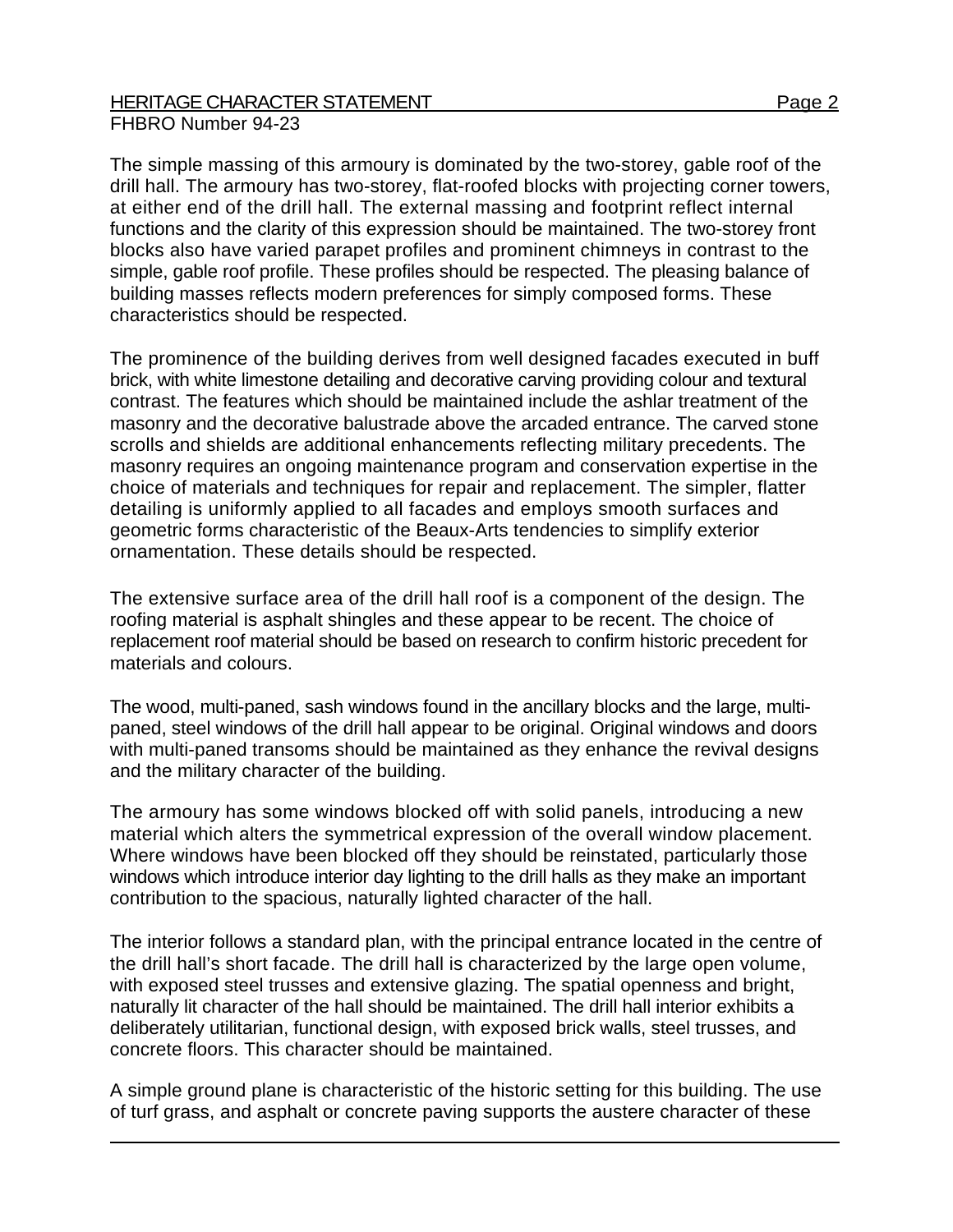The simple massing of this armoury is dominated by the two-storey, gable roof of the drill hall. The armoury has two-storey, flat-roofed blocks with projecting corner towers, at either end of the drill hall. The external massing and footprint reflect internal functions and the clarity of this expression should be maintained. The two-storey front blocks also have varied parapet profiles and prominent chimneys in contrast to the simple, gable roof profile. These profiles should be respected. The pleasing balance of building masses reflects modern preferences for simply composed forms. These characteristics should be respected.

The prominence of the building derives from well designed facades executed in buff brick, with white limestone detailing and decorative carving providing colour and textural contrast. The features which should be maintained include the ashlar treatment of the masonry and the decorative balustrade above the arcaded entrance. The carved stone scrolls and shields are additional enhancements reflecting military precedents. The masonry requires an ongoing maintenance program and conservation expertise in the choice of materials and techniques for repair and replacement. The simpler, flatter detailing is uniformly applied to all facades and employs smooth surfaces and geometric forms characteristic of the Beaux-Arts tendencies to simplify exterior ornamentation. These details should be respected.

The extensive surface area of the drill hall roof is a component of the design. The roofing material is asphalt shingles and these appear to be recent. The choice of replacement roof material should be based on research to confirm historic precedent for materials and colours.

The wood, multi-paned, sash windows found in the ancillary blocks and the large, multi-paned, steel windows of the drill hall appear to be original. Original windows and doors with multi-paned transoms should be maintained as they enhance the revival designs and the military character of the building.

The armoury has some windows blocked off with solid panels, introducing a new material which alters the symmetrical expression of the overall window placement. Where windows have been blocked off they should be reinstated, particularly those windows which introduce interior day lighting to the drill halls as they make an important contribution to the spacious, naturally lighted character of the hall.

The interior follows a standard plan, with the principal entrance located in the centre of the drill hall's short facade. The drill hall is characterized by the large open volume, with exposed steel trusses and extensive glazing. The spatial openness and bright, naturally lit character of the hall should be maintained. The drill hall interior exhibits a deliberately utilitarian, functional design, with exposed brick walls, steel trusses, and concrete floors. This character should be maintained.

A simple ground plane is characteristic of the historic setting for this building. The use of turf grass, and asphalt or concrete paving supports the austere character of these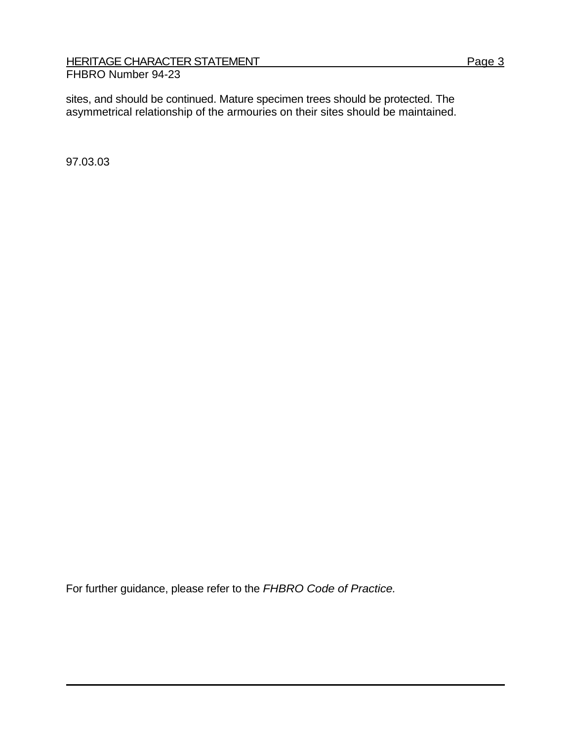sites, and should be continued. Mature specimen trees should be protected. The asymmetrical relationship of the armouries on their sites should be maintained.

97.03.03

For further guidance, please refer to the *FHBRO Code of Practice.*